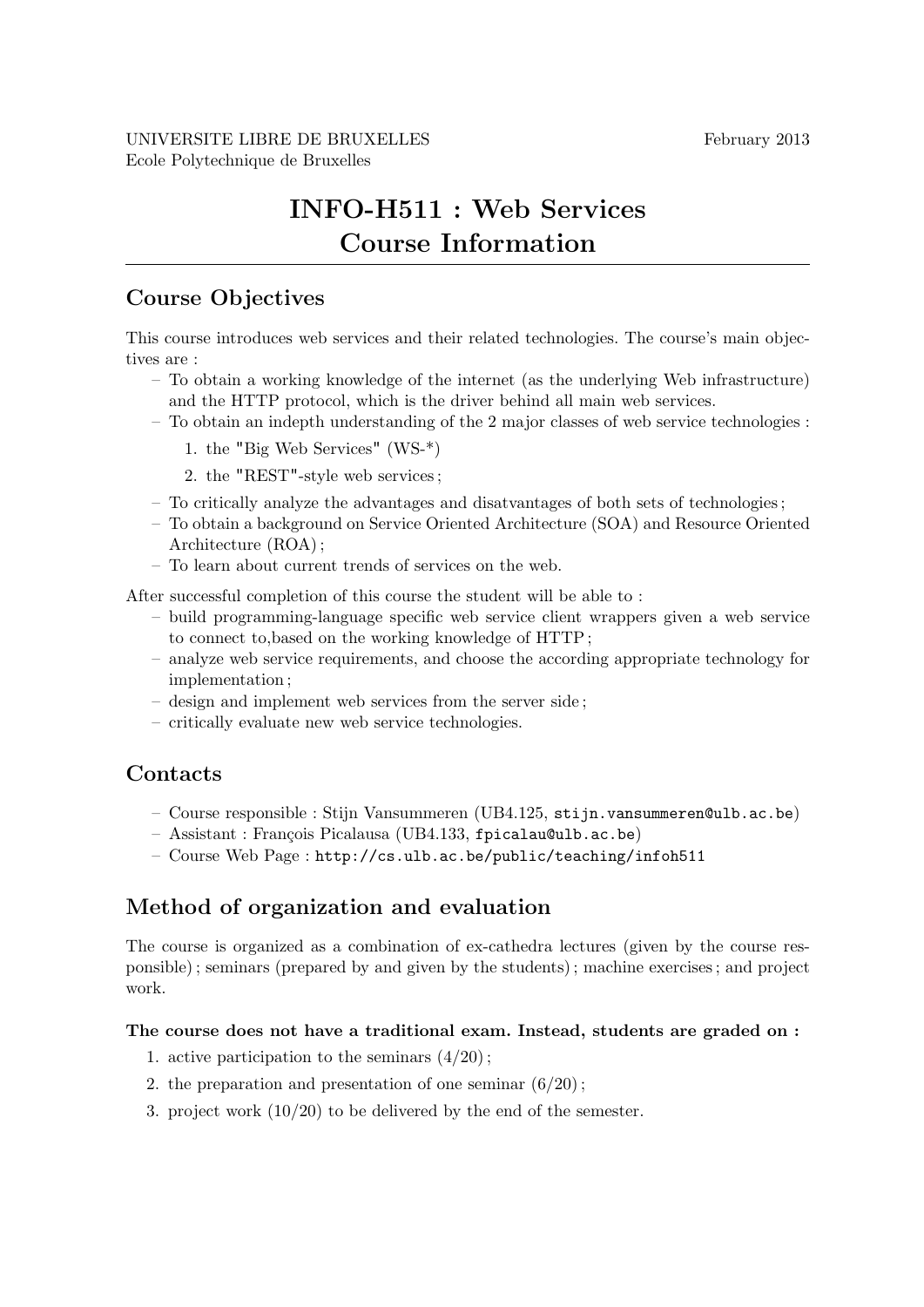UNIVERSITE LIBRE DE BRUXELLES February 2013
Ecole Polytechnique de Bruxelles

# INFO-H511 : Web Services
# Course Information

## Course Objectives

This course introduces web services and their related technologies. The course's main objectives are :

- To obtain a working knowledge of the internet (as the underlying Web infrastructure) and the HTTP protocol, which is the driver behind all main web services.
- To obtain an indepth understanding of the 2 major classes of web service technologies :
  1. the "Big Web Services" (WS-*)
  2. the "REST"-style web services ;
- To critically analyze the advantages and disatvantages of both sets of technologies ;
- To obtain a background on Service Oriented Architecture (SOA) and Resource Oriented Architecture (ROA) ;
- To learn about current trends of services on the web.

After successful completion of this course the student will be able to :

- build programming-language specific web service client wrappers given a web service to connect to,based on the working knowledge of HTTP ;
- analyze web service requirements, and choose the according appropriate technology for implementation ;
- design and implement web services from the server side ;
- critically evaluate new web service technologies.

## Contacts

- Course responsible : Stijn Vansummeren (UB4.125, `stijn.vansummeren@ulb.ac.be`)
- Assistant : François Picalausa (UB4.133, `fpicalau@ulb.ac.be`)
- Course Web Page : `http://cs.ulb.ac.be/public/teaching/infoh511`

## Method of organization and evaluation

The course is organized as a combination of ex-cathedra lectures (given by the course responsible) ; seminars (prepared by and given by the students) ; machine exercises ; and project work.

**The course does not have a traditional exam. Instead, students are graded on :**

1. active participation to the seminars (4/20) ;
2. the preparation and presentation of one seminar (6/20) ;
3. project work (10/20) to be delivered by the end of the semester.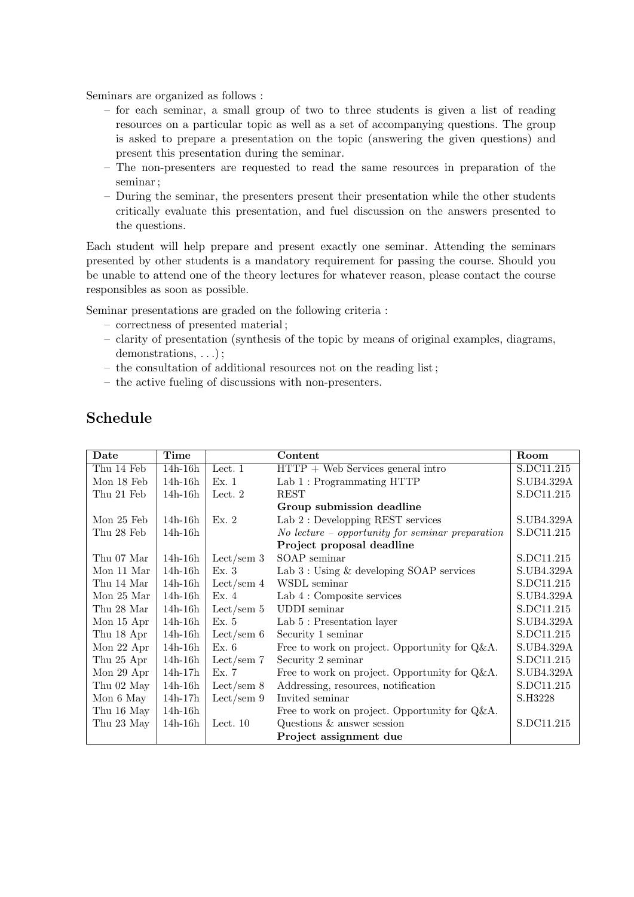Seminars are organized as follows :

- for each seminar, a small group of two to three students is given a list of reading resources on a particular topic as well as a set of accompanying questions. The group is asked to prepare a presentation on the topic (answering the given questions) and present this presentation during the seminar.
- The non-presenters are requested to read the same resources in preparation of the seminar ;
- During the seminar, the presenters present their presentation while the other students critically evaluate this presentation, and fuel discussion on the answers presented to the questions.

Each student will help prepare and present exactly one seminar. Attending the seminars presented by other students is a mandatory requirement for passing the course. Should you be unable to attend one of the theory lectures for whatever reason, please contact the course responsibles as soon as possible.

Seminar presentations are graded on the following criteria :

- correctness of presented material ;
- clarity of presentation (synthesis of the topic by means of original examples, diagrams, demonstrations, ...) ;
- the consultation of additional resources not on the reading list ;
- the active fueling of discussions with non-presenters.

## Schedule

| Date | Time | | Content | Room |
|---|---|---|---|---|
| Thu 14 Feb | 14h-16h | Lect. 1 | HTTP + Web Services general intro | S.DC11.215 |
| Mon 18 Feb | 14h-16h | Ex. 1 | Lab 1 : Programmating HTTP | S.UB4.329A |
| Thu 21 Feb | 14h-16h | Lect. 2 | REST | S.DC11.215 |
| | | | **Group submission deadline** | |
| Mon 25 Feb | 14h-16h | Ex. 2 | Lab 2 : Developping REST services | S.UB4.329A |
| Thu 28 Feb | 14h-16h | | *No lecture – opportunity for seminar preparation* | S.DC11.215 |
| | | | **Project proposal deadline** | |
| Thu 07 Mar | 14h-16h | Lect/sem 3 | SOAP seminar | S.DC11.215 |
| Mon 11 Mar | 14h-16h | Ex. 3 | Lab 3 : Using & developing SOAP services | S.UB4.329A |
| Thu 14 Mar | 14h-16h | Lect/sem 4 | WSDL seminar | S.DC11.215 |
| Mon 25 Mar | 14h-16h | Ex. 4 | Lab 4 : Composite services | S.UB4.329A |
| Thu 28 Mar | 14h-16h | Lect/sem 5 | UDDI seminar | S.DC11.215 |
| Mon 15 Apr | 14h-16h | Ex. 5 | Lab 5 : Presentation layer | S.UB4.329A |
| Thu 18 Apr | 14h-16h | Lect/sem 6 | Security 1 seminar | S.DC11.215 |
| Mon 22 Apr | 14h-16h | Ex. 6 | Free to work on project. Opportunity for Q&A. | S.UB4.329A |
| Thu 25 Apr | 14h-16h | Lect/sem 7 | Security 2 seminar | S.DC11.215 |
| Mon 29 Apr | 14h-17h | Ex. 7 | Free to work on project. Opportunity for Q&A. | S.UB4.329A |
| Thu 02 May | 14h-16h | Lect/sem 8 | Addressing, resources, notification | S.DC11.215 |
| Mon 6 May | 14h-17h | Lect/sem 9 | Invited seminar | S.H3228 |
| Thu 16 May | 14h-16h | | Free to work on project. Opportunity for Q&A. | |
| Thu 23 May | 14h-16h | Lect. 10 | Questions & answer session | S.DC11.215 |
| | | | **Project assignment due** | |